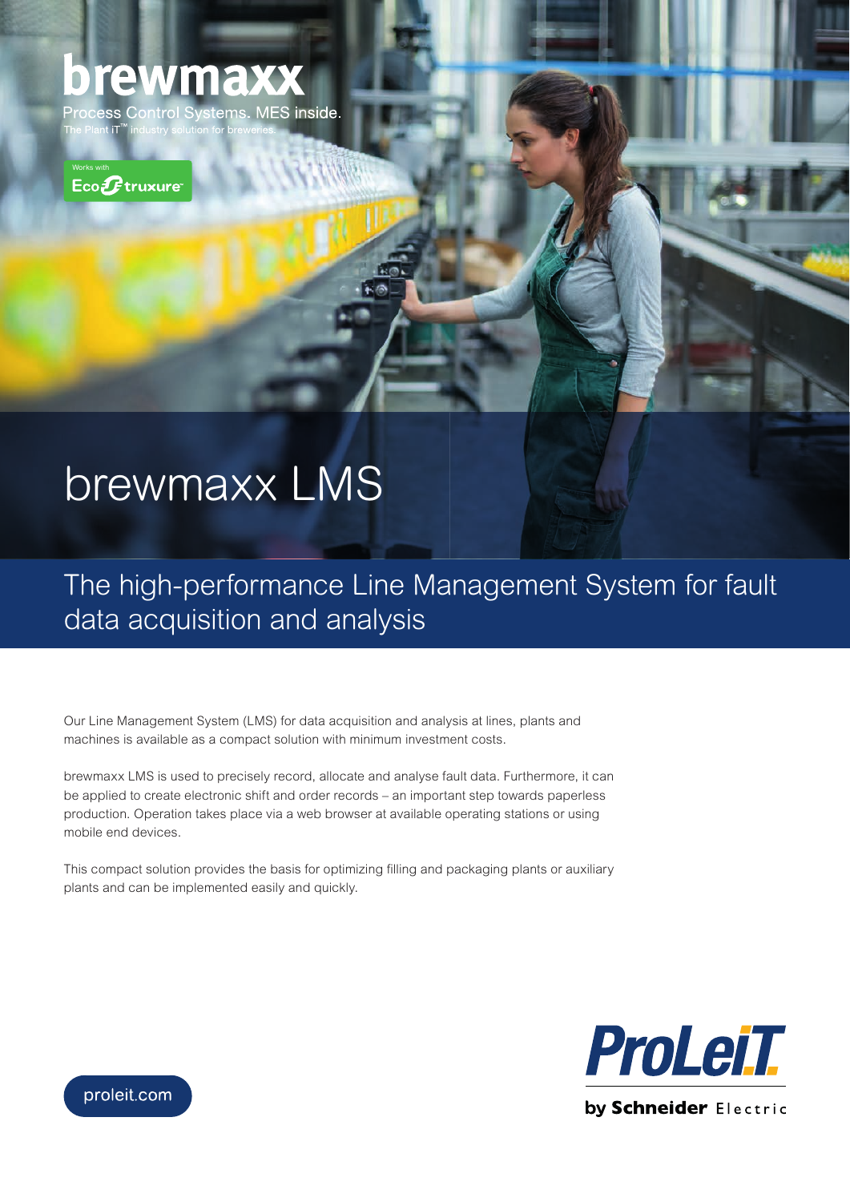brewmaxx

Process Control Systems. MES inside.

The Plant iT™ industry solution for breweries.

Works with EcoStruxure™

# brewmaxx LMS

## The high-performance Line Management System for fault data acquisition and analysis

Our Line Management System (LMS) for data acquisition and analysis at lines, plants and machines is available as a compact solution with minimum investment costs.

brewmaxx LMS is used to precisely record, allocate and analyse fault data. Furthermore, it can be applied to create electronic shift and order records – an important step towards paperless production. Operation takes place via a web browser at available operating stations or using mobile end devices.

This compact solution provides the basis for optimizing filling and packaging plants or auxiliary plants and can be implemented easily and quickly.

proleit.com

ProLeiT by Schneider Electric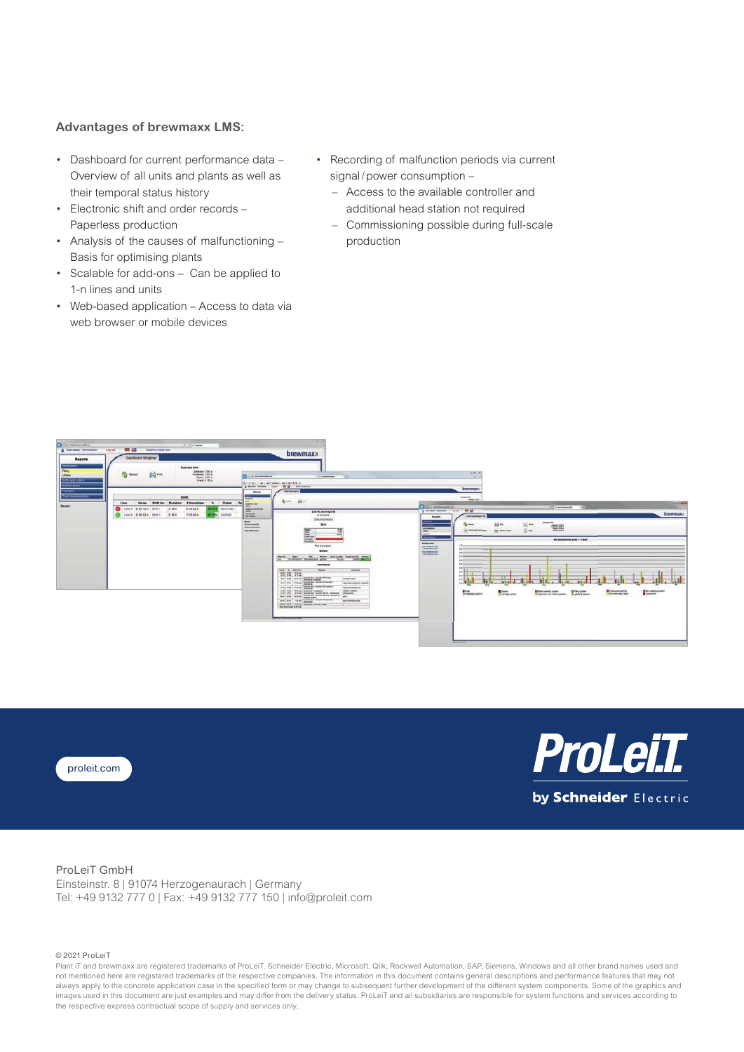### Advantages of brewmaxx LMS:

- Dashboard for current performance data – Overview of all units and plants as well as their temporal status history
- Electronic shift and order records – Paperless production
- Analysis of the causes of malfunctioning – Basis for optimising plants
- Scalable for add-ons – Can be applied to 1-n lines and units
- Web-based application – Access to data via web browser or mobile devices
- Recording of malfunction periods via current signal / power consumption –
  - Access to the available controller and additional head station not required
  - Commissioning possible during full-scale production

proleit.com

ProLeiT by Schneider Electric

ProLeiT GmbH
Einsteinstr. 8 | 91074 Herzogenaurach | Germany
Tel: +49 9132 777 0 | Fax: +49 9132 777 150 | info@proleit.com

© 2021 ProLeiT
Plant iT and brewmaxx are registered trademarks of ProLeiT. Schneider Electric, Microsoft, Qlik, Rockwell Automation, SAP, Siemens, Windows and all other brand names used and not mentioned here are registered trademarks of the respective companies. The information in this document contains general descriptions and performance features that may not always apply to the concrete application case in the specified form or may change to subsequent further development of the different system components. Some of the graphics and images used in this document are just examples and may differ from the delivery status. ProLeiT and all subsidiaries are responsible for system functions and services according to the respective express contractual scope of supply and services only.